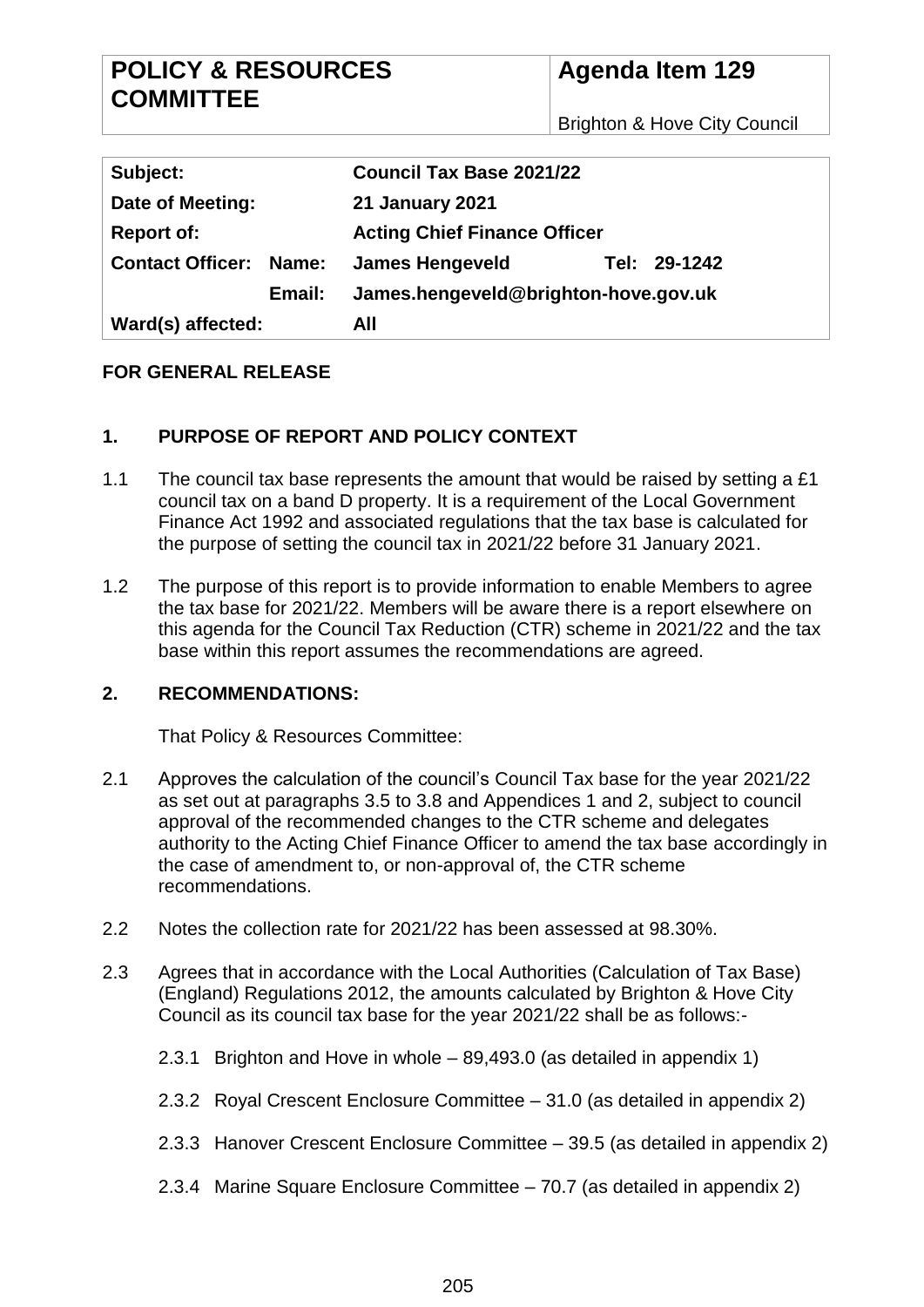| POLICY & RESOURCES COMMITTEE | Agenda Item 129 |
| --- | --- |
| | Brighton & Hove City Council |

| Subject: | | Council Tax Base 2021/22 | |
| --- | --- | --- | --- |
| Date of Meeting: | | 21 January 2021 | |
| Report of: | | Acting Chief Finance Officer | |
| Contact Officer: | Name: | James Hengeveld | Tel: 29-1242 |
| | Email: | James.hengeveld@brighton-hove.gov.uk | |
| Ward(s) affected: | | All | |

**FOR GENERAL RELEASE**

## 1. PURPOSE OF REPORT AND POLICY CONTEXT

1.1 The council tax base represents the amount that would be raised by setting a £1 council tax on a band D property. It is a requirement of the Local Government Finance Act 1992 and associated regulations that the tax base is calculated for the purpose of setting the council tax in 2021/22 before 31 January 2021.

1.2 The purpose of this report is to provide information to enable Members to agree the tax base for 2021/22. Members will be aware there is a report elsewhere on this agenda for the Council Tax Reduction (CTR) scheme in 2021/22 and the tax base within this report assumes the recommendations are agreed.

## 2. RECOMMENDATIONS:

That Policy & Resources Committee:

2.1 Approves the calculation of the council's Council Tax base for the year 2021/22 as set out at paragraphs 3.5 to 3.8 and Appendices 1 and 2, subject to council approval of the recommended changes to the CTR scheme and delegates authority to the Acting Chief Finance Officer to amend the tax base accordingly in the case of amendment to, or non-approval of, the CTR scheme recommendations.

2.2 Notes the collection rate for 2021/22 has been assessed at 98.30%.

2.3 Agrees that in accordance with the Local Authorities (Calculation of Tax Base) (England) Regulations 2012, the amounts calculated by Brighton & Hove City Council as its council tax base for the year 2021/22 shall be as follows:-

2.3.1 Brighton and Hove in whole – 89,493.0 (as detailed in appendix 1)

2.3.2 Royal Crescent Enclosure Committee – 31.0 (as detailed in appendix 2)

2.3.3 Hanover Crescent Enclosure Committee – 39.5 (as detailed in appendix 2)

2.3.4 Marine Square Enclosure Committee – 70.7 (as detailed in appendix 2)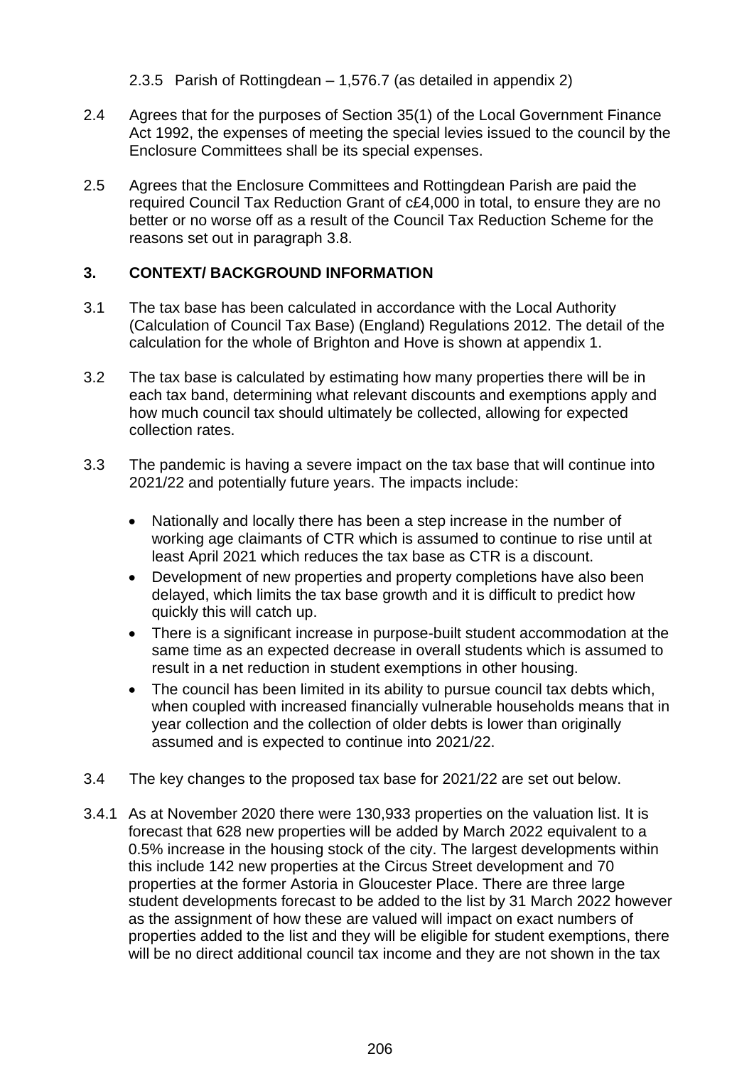2.3.5 Parish of Rottingdean – 1,576.7 (as detailed in appendix 2)

2.4 Agrees that for the purposes of Section 35(1) of the Local Government Finance Act 1992, the expenses of meeting the special levies issued to the council by the Enclosure Committees shall be its special expenses.

2.5 Agrees that the Enclosure Committees and Rottingdean Parish are paid the required Council Tax Reduction Grant of c£4,000 in total, to ensure they are no better or no worse off as a result of the Council Tax Reduction Scheme for the reasons set out in paragraph 3.8.

## 3. CONTEXT/ BACKGROUND INFORMATION

3.1 The tax base has been calculated in accordance with the Local Authority (Calculation of Council Tax Base) (England) Regulations 2012. The detail of the calculation for the whole of Brighton and Hove is shown at appendix 1.

3.2 The tax base is calculated by estimating how many properties there will be in each tax band, determining what relevant discounts and exemptions apply and how much council tax should ultimately be collected, allowing for expected collection rates.

3.3 The pandemic is having a severe impact on the tax base that will continue into 2021/22 and potentially future years. The impacts include:

- Nationally and locally there has been a step increase in the number of working age claimants of CTR which is assumed to continue to rise until at least April 2021 which reduces the tax base as CTR is a discount.
- Development of new properties and property completions have also been delayed, which limits the tax base growth and it is difficult to predict how quickly this will catch up.
- There is a significant increase in purpose-built student accommodation at the same time as an expected decrease in overall students which is assumed to result in a net reduction in student exemptions in other housing.
- The council has been limited in its ability to pursue council tax debts which, when coupled with increased financially vulnerable households means that in year collection and the collection of older debts is lower than originally assumed and is expected to continue into 2021/22.

3.4 The key changes to the proposed tax base for 2021/22 are set out below.

3.4.1 As at November 2020 there were 130,933 properties on the valuation list. It is forecast that 628 new properties will be added by March 2022 equivalent to a 0.5% increase in the housing stock of the city. The largest developments within this include 142 new properties at the Circus Street development and 70 properties at the former Astoria in Gloucester Place. There are three large student developments forecast to be added to the list by 31 March 2022 however as the assignment of how these are valued will impact on exact numbers of properties added to the list and they will be eligible for student exemptions, there will be no direct additional council tax income and they are not shown in the tax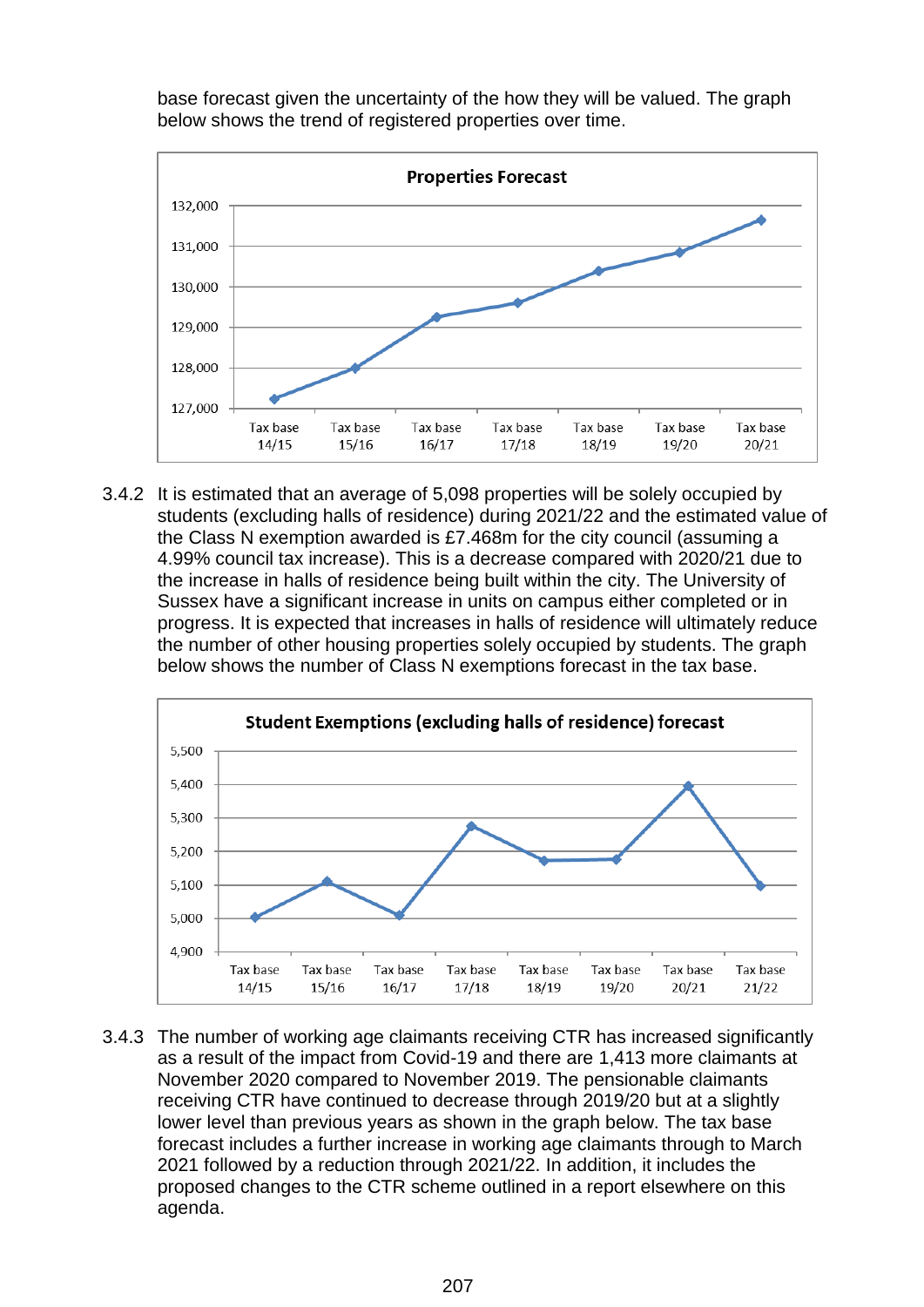base forecast given the uncertainty of the how they will be valued. The graph below shows the trend of registered properties over time.

3.4.2 It is estimated that an average of 5,098 properties will be solely occupied by students (excluding halls of residence) during 2021/22 and the estimated value of the Class N exemption awarded is £7.468m for the city council (assuming a 4.99% council tax increase). This is a decrease compared with 2020/21 due to the increase in halls of residence being built within the city. The University of Sussex have a significant increase in units on campus either completed or in progress. It is expected that increases in halls of residence will ultimately reduce the number of other housing properties solely occupied by students. The graph below shows the number of Class N exemptions forecast in the tax base.

3.4.3 The number of working age claimants receiving CTR has increased significantly as a result of the impact from Covid-19 and there are 1,413 more claimants at November 2020 compared to November 2019. The pensionable claimants receiving CTR have continued to decrease through 2019/20 but at a slightly lower level than previous years as shown in the graph below. The tax base forecast includes a further increase in working age claimants through to March 2021 followed by a reduction through 2021/22. In addition, it includes the proposed changes to the CTR scheme outlined in a report elsewhere on this agenda.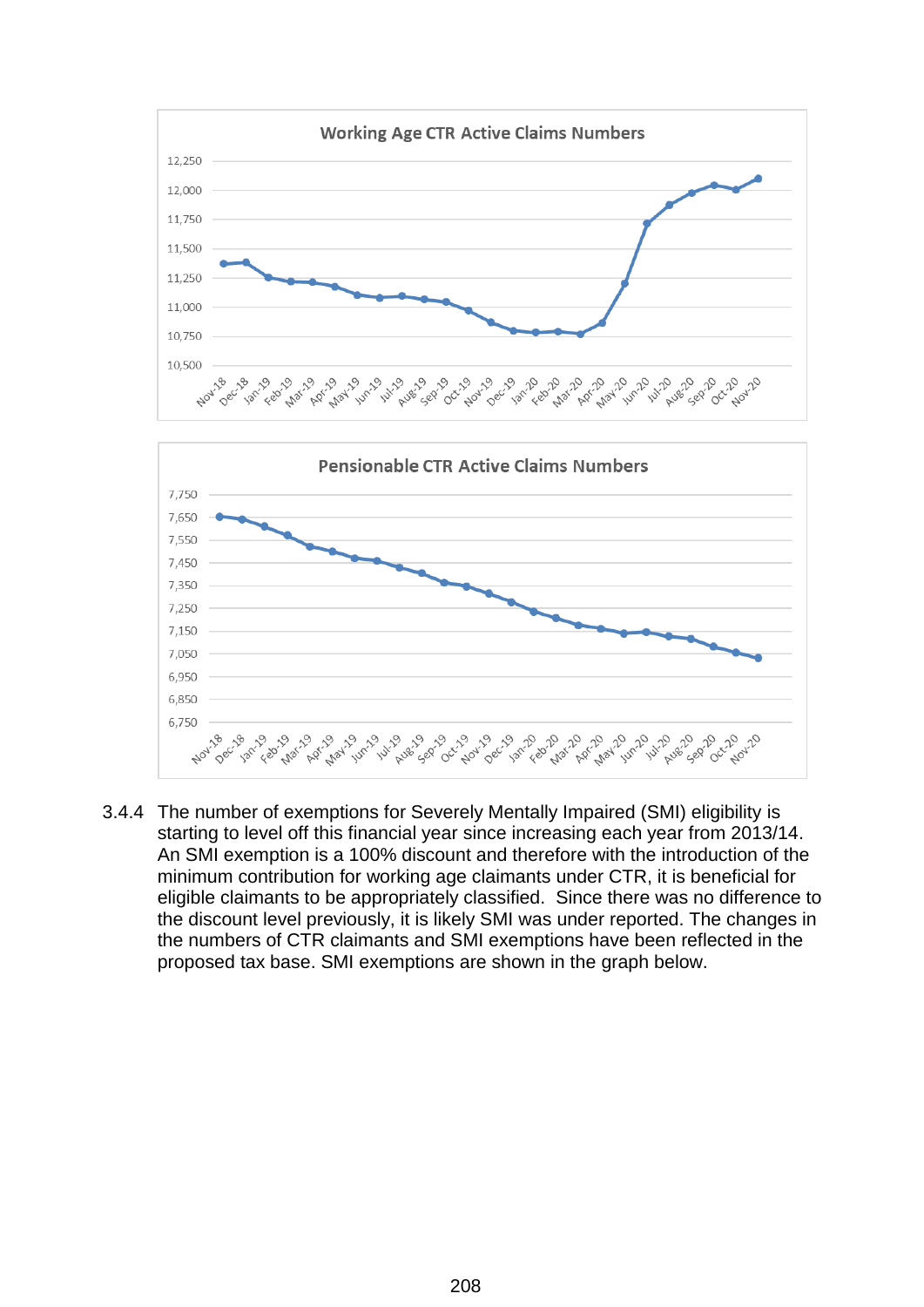Working Age CTR Active Claims Numbers

Pensionable CTR Active Claims Numbers

3.4.4 The number of exemptions for Severely Mentally Impaired (SMI) eligibility is starting to level off this financial year since increasing each year from 2013/14. An SMI exemption is a 100% discount and therefore with the introduction of the minimum contribution for working age claimants under CTR, it is beneficial for eligible claimants to be appropriately classified. Since there was no difference to the discount level previously, it is likely SMI was under reported. The changes in the numbers of CTR claimants and SMI exemptions have been reflected in the proposed tax base. SMI exemptions are shown in the graph below.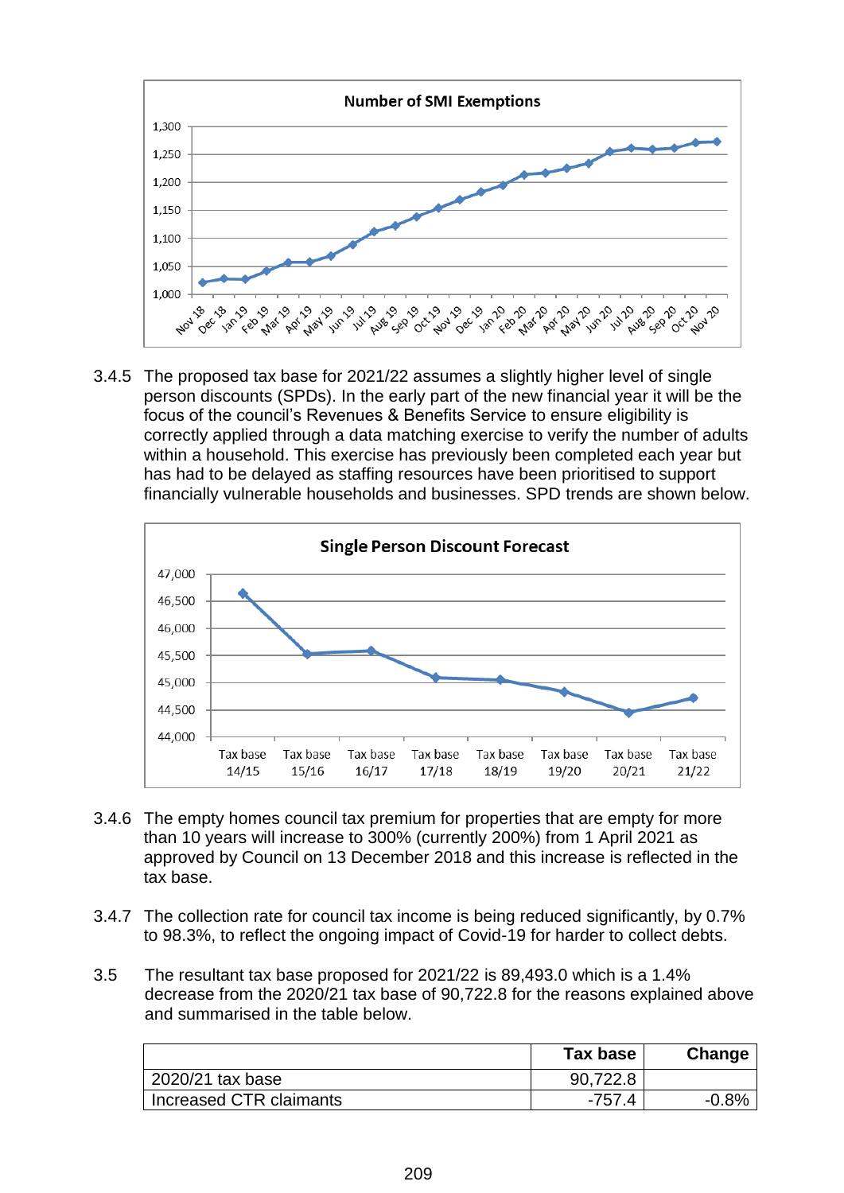3.4.5 The proposed tax base for 2021/22 assumes a slightly higher level of single person discounts (SPDs). In the early part of the new financial year it will be the focus of the council's Revenues & Benefits Service to ensure eligibility is correctly applied through a data matching exercise to verify the number of adults within a household. This exercise has previously been completed each year but has had to be delayed as staffing resources have been prioritised to support financially vulnerable households and businesses. SPD trends are shown below.

3.4.6 The empty homes council tax premium for properties that are empty for more than 10 years will increase to 300% (currently 200%) from 1 April 2021 as approved by Council on 13 December 2018 and this increase is reflected in the tax base.

3.4.7 The collection rate for council tax income is being reduced significantly, by 0.7% to 98.3%, to reflect the ongoing impact of Covid-19 for harder to collect debts.

3.5 The resultant tax base proposed for 2021/22 is 89,493.0 which is a 1.4% decrease from the 2020/21 tax base of 90,722.8 for the reasons explained above and summarised in the table below.

| | Tax base | Change |
|---|---|---|
| 2020/21 tax base | 90,722.8 | |
| Increased CTR claimants | -757.4 | -0.8% |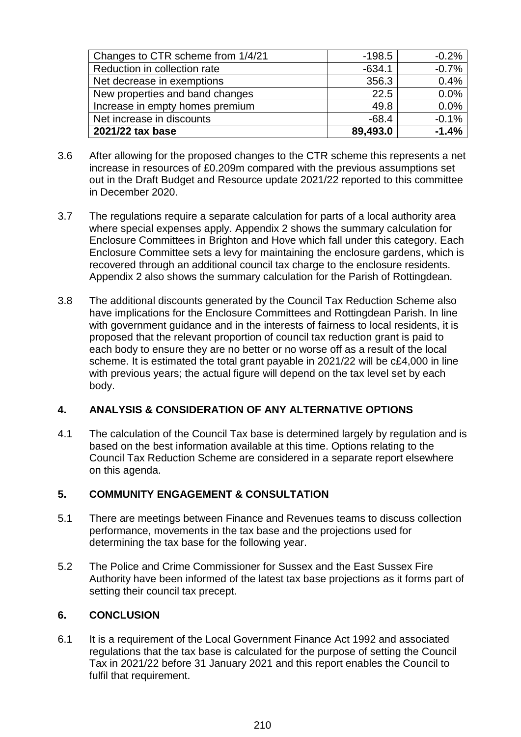| Changes to CTR scheme from 1/4/21 | -198.5 | -0.2% |
|---|---|---|
| Reduction in collection rate | -634.1 | -0.7% |
| Net decrease in exemptions | 356.3 | 0.4% |
| New properties and band changes | 22.5 | 0.0% |
| Increase in empty homes premium | 49.8 | 0.0% |
| Net increase in discounts | -68.4 | -0.1% |
| **2021/22 tax base** | **89,493.0** | **-1.4%** |

3.6 After allowing for the proposed changes to the CTR scheme this represents a net increase in resources of £0.209m compared with the previous assumptions set out in the Draft Budget and Resource update 2021/22 reported to this committee in December 2020.

3.7 The regulations require a separate calculation for parts of a local authority area where special expenses apply. Appendix 2 shows the summary calculation for Enclosure Committees in Brighton and Hove which fall under this category. Each Enclosure Committee sets a levy for maintaining the enclosure gardens, which is recovered through an additional council tax charge to the enclosure residents. Appendix 2 also shows the summary calculation for the Parish of Rottingdean.

3.8 The additional discounts generated by the Council Tax Reduction Scheme also have implications for the Enclosure Committees and Rottingdean Parish. In line with government guidance and in the interests of fairness to local residents, it is proposed that the relevant proportion of council tax reduction grant is paid to each body to ensure they are no better or no worse off as a result of the local scheme. It is estimated the total grant payable in 2021/22 will be c£4,000 in line with previous years; the actual figure will depend on the tax level set by each body.

## 4. ANALYSIS & CONSIDERATION OF ANY ALTERNATIVE OPTIONS

4.1 The calculation of the Council Tax base is determined largely by regulation and is based on the best information available at this time. Options relating to the Council Tax Reduction Scheme are considered in a separate report elsewhere on this agenda.

## 5. COMMUNITY ENGAGEMENT & CONSULTATION

5.1 There are meetings between Finance and Revenues teams to discuss collection performance, movements in the tax base and the projections used for determining the tax base for the following year.

5.2 The Police and Crime Commissioner for Sussex and the East Sussex Fire Authority have been informed of the latest tax base projections as it forms part of setting their council tax precept.

## 6. CONCLUSION

6.1 It is a requirement of the Local Government Finance Act 1992 and associated regulations that the tax base is calculated for the purpose of setting the Council Tax in 2021/22 before 31 January 2021 and this report enables the Council to fulfil that requirement.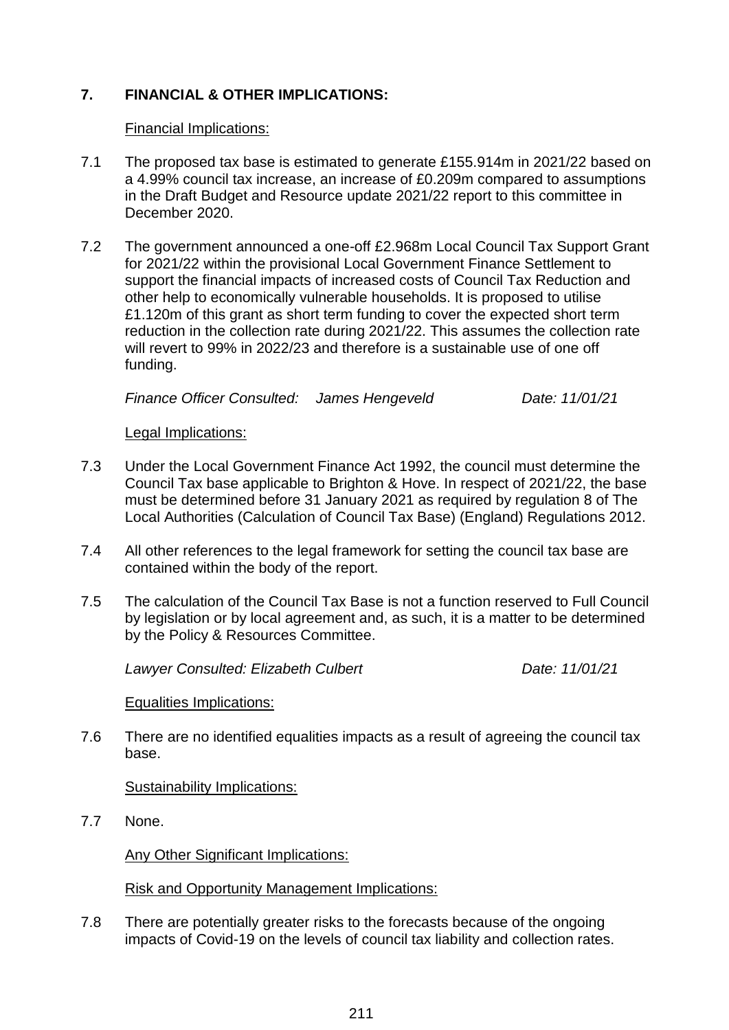## 7. FINANCIAL & OTHER IMPLICATIONS:

Financial Implications:

7.1 The proposed tax base is estimated to generate £155.914m in 2021/22 based on a 4.99% council tax increase, an increase of £0.209m compared to assumptions in the Draft Budget and Resource update 2021/22 report to this committee in December 2020.

7.2 The government announced a one-off £2.968m Local Council Tax Support Grant for 2021/22 within the provisional Local Government Finance Settlement to support the financial impacts of increased costs of Council Tax Reduction and other help to economically vulnerable households. It is proposed to utilise £1.120m of this grant as short term funding to cover the expected short term reduction in the collection rate during 2021/22. This assumes the collection rate will revert to 99% in 2022/23 and therefore is a sustainable use of one off funding.

*Finance Officer Consulted: James Hengeveld* *Date: 11/01/21*

Legal Implications:

7.3 Under the Local Government Finance Act 1992, the council must determine the Council Tax base applicable to Brighton & Hove. In respect of 2021/22, the base must be determined before 31 January 2021 as required by regulation 8 of The Local Authorities (Calculation of Council Tax Base) (England) Regulations 2012.

7.4 All other references to the legal framework for setting the council tax base are contained within the body of the report.

7.5 The calculation of the Council Tax Base is not a function reserved to Full Council by legislation or by local agreement and, as such, it is a matter to be determined by the Policy & Resources Committee.

*Lawyer Consulted: Elizabeth Culbert* *Date: 11/01/21*

Equalities Implications:

7.6 There are no identified equalities impacts as a result of agreeing the council tax base.

Sustainability Implications:

7.7 None.

Any Other Significant Implications:

Risk and Opportunity Management Implications:

7.8 There are potentially greater risks to the forecasts because of the ongoing impacts of Covid-19 on the levels of council tax liability and collection rates.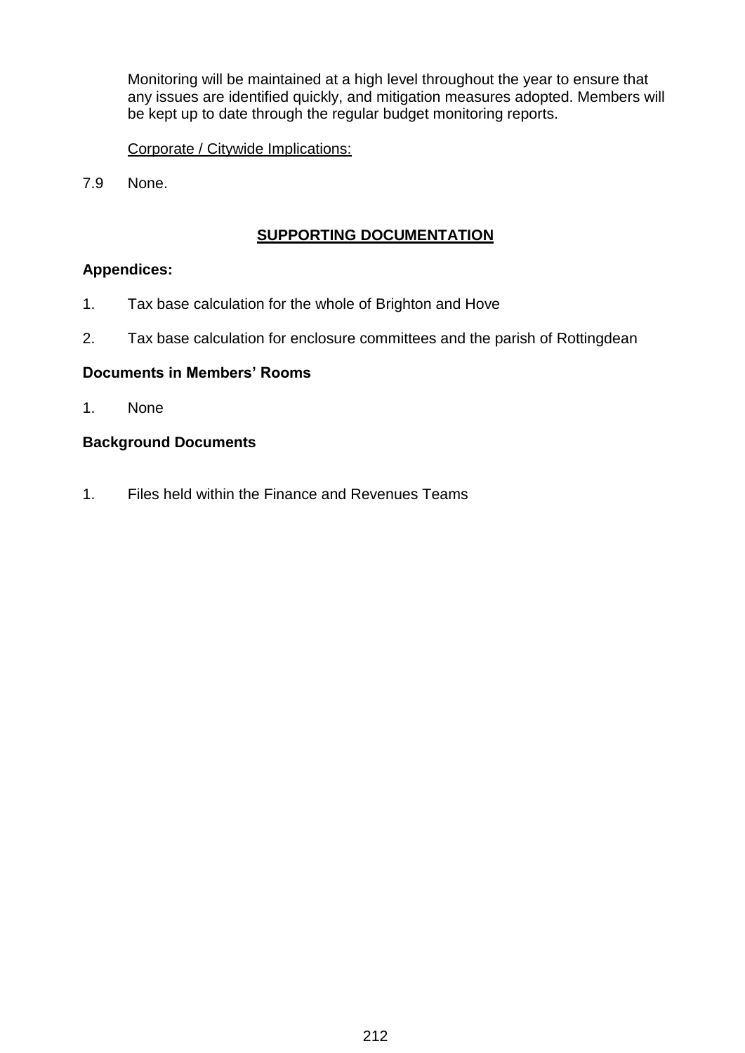Monitoring will be maintained at a high level throughout the year to ensure that any issues are identified quickly, and mitigation measures adopted. Members will be kept up to date through the regular budget monitoring reports.

Corporate / Citywide Implications:

7.9 None.

## SUPPORTING DOCUMENTATION

**Appendices:**

1. Tax base calculation for the whole of Brighton and Hove

2. Tax base calculation for enclosure committees and the parish of Rottingdean

**Documents in Members' Rooms**

1. None

**Background Documents**

1. Files held within the Finance and Revenues Teams